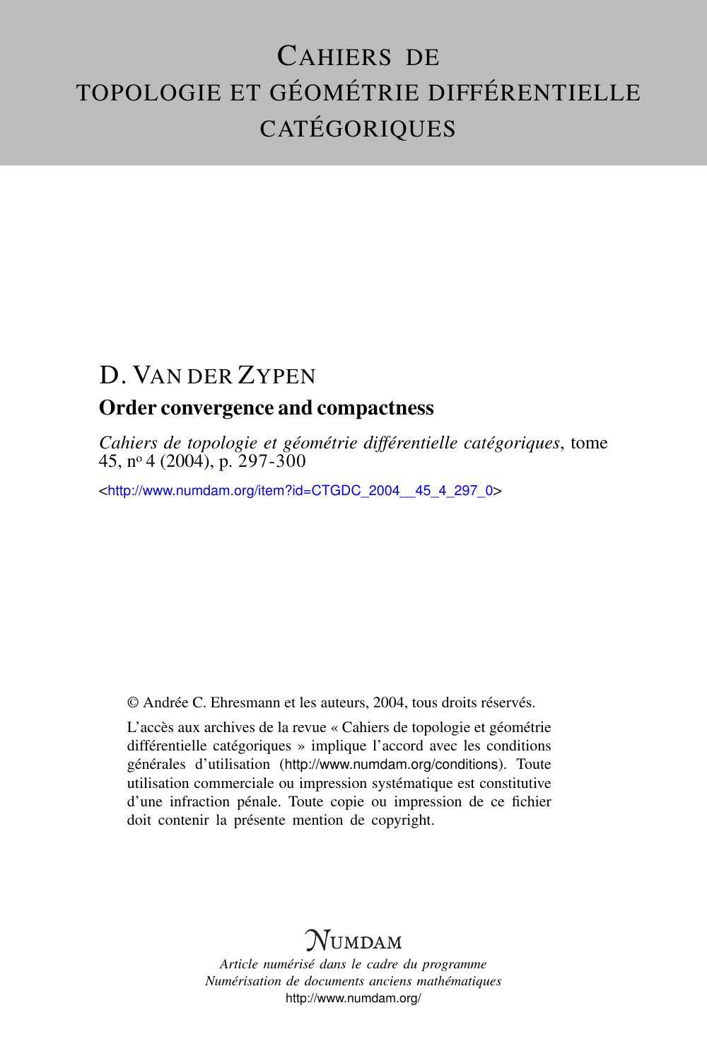# Cahiers de topologie et géométrie différentielle catégoriques

## D. Van der Zypen

### Order convergence and compactness

*Cahiers de topologie et géométrie différentielle catégoriques*, tome 45, n$^{o}$ 4 (2004), p. 297-300

<http://www.numdam.org/item?id=CTGDC_2004__45_4_297_0>

© Andrée C. Ehresmann et les auteurs, 2004, tous droits réservés.

L'accès aux archives de la revue « Cahiers de topologie et géométrie différentielle catégoriques » implique l'accord avec les conditions générales d'utilisation (http://www.numdam.org/conditions). Toute utilisation commerciale ou impression systématique est constitutive d'une infraction pénale. Toute copie ou impression de ce fichier doit contenir la présente mention de copyright.

**Numdam**

*Article numérisé dans le cadre du programme*
*Numérisation de documents anciens mathématiques*
http://www.numdam.org/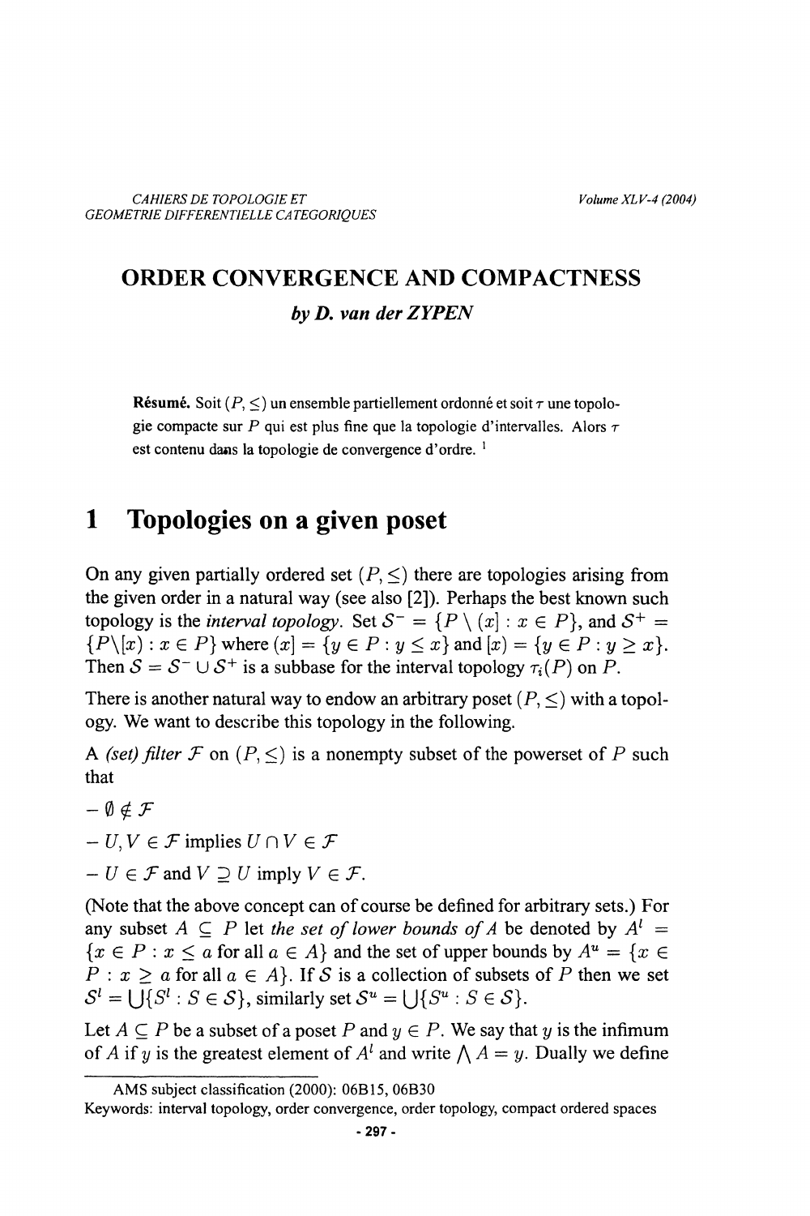CAHIERS DE TOPOLOGIE ET GEOMETRIE DIFFERENTIELLE CATEGORIQUES

Volume XLV-4 (2004)

# ORDER CONVERGENCE AND COMPACTNESS

### *by D. van der ZYPEN*

**Résumé.** Soit $(P, \leq)$ un ensemble partiellement ordonné et soit $\tau$ une topologie compacte sur $P$ qui est plus fine que la topologie d'intervalles. Alors $\tau$ est contenu dans la topologie de convergence d'ordre. [1]

# 1 Topologies on a given poset

On any given partially ordered set $(P, \leq)$ there are topologies arising from the given order in a natural way (see also [2]). Perhaps the best known such topology is the *interval topology*. Set $\mathcal{S}^- = \{P \setminus (x] : x \in P\}$, and $\mathcal{S}^+ = \{P \setminus [x) : x \in P\}$ where $(x] = \{y \in P : y \leq x\}$ and $[x) = \{y \in P : y \geq x\}$. Then $\mathcal{S} = \mathcal{S}^- \cup \mathcal{S}^+$ is a subbase for the interval topology $\tau_i(P)$ on $P$.

There is another natural way to endow an arbitrary poset $(P, \leq)$ with a topology. We want to describe this topology in the following.

A *(set) filter* $\mathcal{F}$ on $(P, \leq)$ is a nonempty subset of the powerset of $P$ such that

- $\emptyset \notin \mathcal{F}$
- $U, V \in \mathcal{F}$ implies $U \cap V \in \mathcal{F}$
- $U \in \mathcal{F}$ and $V \supseteq U$ imply $V \in \mathcal{F}$.

(Note that the above concept can of course be defined for arbitrary sets.) For any subset $A \subseteq P$ let *the set of lower bounds of* $A$ be denoted by $A^l = \{x \in P : x \leq a \text{ for all } a \in A\}$ and the set of upper bounds by $A^u = \{x \in P : x \geq a \text{ for all } a \in A\}$. If $\mathcal{S}$ is a collection of subsets of $P$ then we set $\mathcal{S}^l = \bigcup\{S^l : S \in \mathcal{S}\}$, similarly set $\mathcal{S}^u = \bigcup\{S^u : S \in \mathcal{S}\}$.

Let $A \subseteq P$ be a subset of a poset $P$ and $y \in P$. We say that $y$ is the infimum of $A$ if $y$ is the greatest element of $A^l$ and write $\bigwedge A = y$. Dually we define

AMS subject classification (2000): 06B15, 06B30

Keywords: interval topology, order convergence, order topology, compact ordered spaces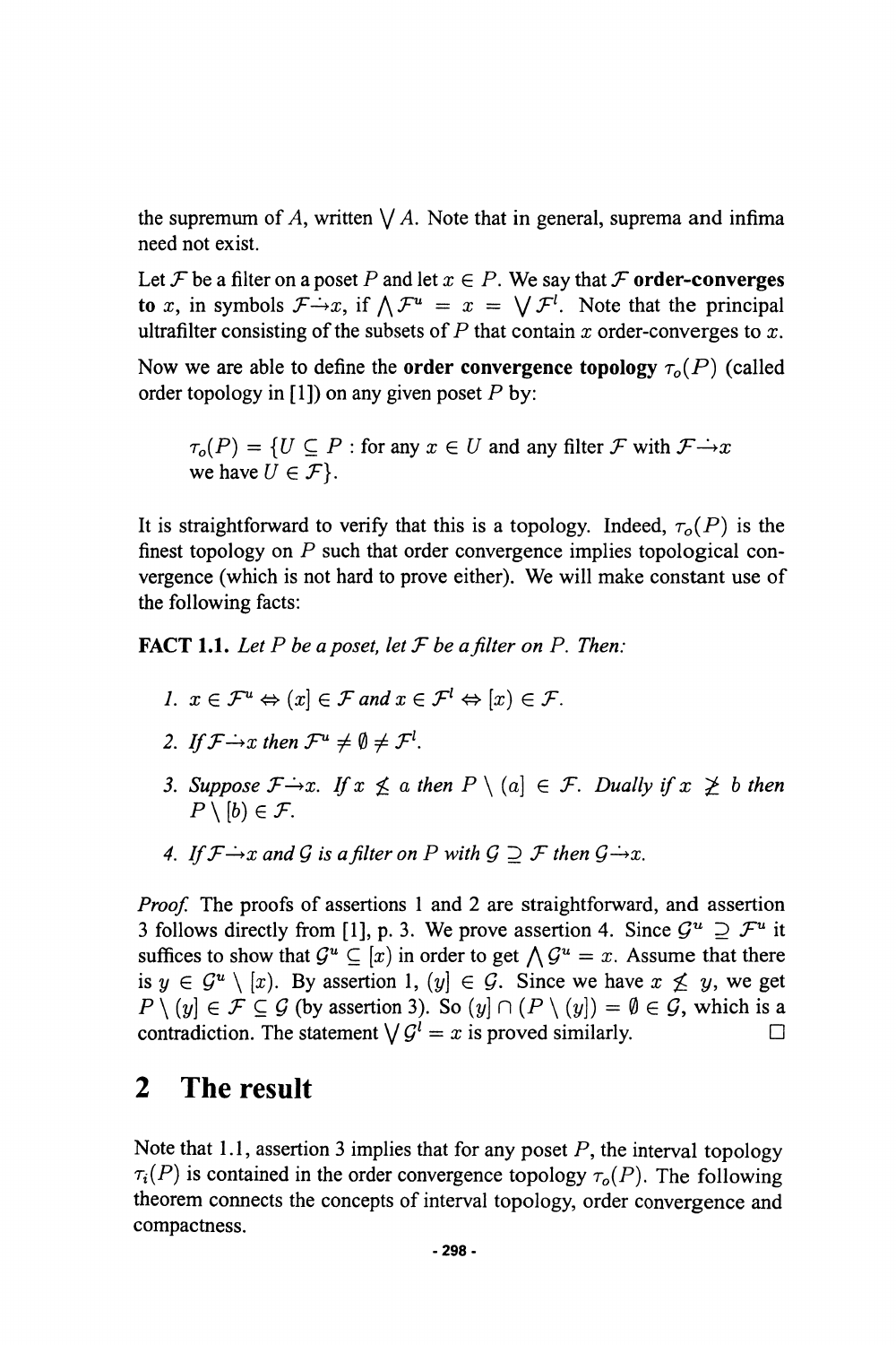the supremum of $A$, written $\bigvee A$. Note that in general, suprema and infima need not exist.

Let $\mathcal{F}$ be a filter on a poset $P$ and let $x \in P$. We say that $\mathcal{F}$ **order-converges to** $x$, in symbols $\mathcal{F} \dot{\rightarrow} x$, if $\bigwedge \mathcal{F}^u = x = \bigvee \mathcal{F}^l$. Note that the principal ultrafilter consisting of the subsets of $P$ that contain $x$ order-converges to $x$.

Now we are able to define the **order convergence topology** $\tau_o(P)$ (called order topology in [1]) on any given poset $P$ by:

> $\tau_o(P) = \{U \subseteq P$ : for any $x \in U$ and any filter $\mathcal{F}$ with $\mathcal{F} \dot{\rightarrow} x$ we have $U \in \mathcal{F}\}$.

It is straightforward to verify that this is a topology. Indeed, $\tau_o(P)$ is the finest topology on $P$ such that order convergence implies topological convergence (which is not hard to prove either). We will make constant use of the following facts:

**FACT 1.1.** *Let $P$ be a poset, let $\mathcal{F}$ be a filter on $P$. Then:*

1. $x \in \mathcal{F}^u \Leftrightarrow (x] \in \mathcal{F}$ *and* $x \in \mathcal{F}^l \Leftrightarrow [x) \in \mathcal{F}$.
2. *If* $\mathcal{F} \dot{\rightarrow} x$ *then* $\mathcal{F}^u \neq \emptyset \neq \mathcal{F}^l$.
3. *Suppose* $\mathcal{F} \dot{\rightarrow} x$. *If* $x \not\leq a$ *then* $P \setminus (a] \in \mathcal{F}$. *Dually if* $x \not\geq b$ *then* $P \setminus [b) \in \mathcal{F}$.
4. *If* $\mathcal{F} \dot{\rightarrow} x$ *and* $\mathcal{G}$ *is a filter on* $P$ *with* $\mathcal{G} \supseteq \mathcal{F}$ *then* $\mathcal{G} \dot{\rightarrow} x$.

*Proof.* The proofs of assertions 1 and 2 are straightforward, and assertion 3 follows directly from [1], p. 3. We prove assertion 4. Since $\mathcal{G}^u \supseteq \mathcal{F}^u$ it suffices to show that $\mathcal{G}^u \subseteq [x)$ in order to get $\bigwedge \mathcal{G}^u = x$. Assume that there is $y \in \mathcal{G}^u \setminus [x)$. By assertion 1, $(y] \in \mathcal{G}$. Since we have $x \not\leq y$, we get $P \setminus (y] \in \mathcal{F} \subseteq \mathcal{G}$ (by assertion 3). So $(y] \cap (P \setminus (y]) = \emptyset \in \mathcal{G}$, which is a contradiction. The statement $\bigvee \mathcal{G}^l = x$ is proved similarly. □

# 2 The result

Note that 1.1, assertion 3 implies that for any poset $P$, the interval topology $\tau_i(P)$ is contained in the order convergence topology $\tau_o(P)$. The following theorem connects the concepts of interval topology, order convergence and compactness.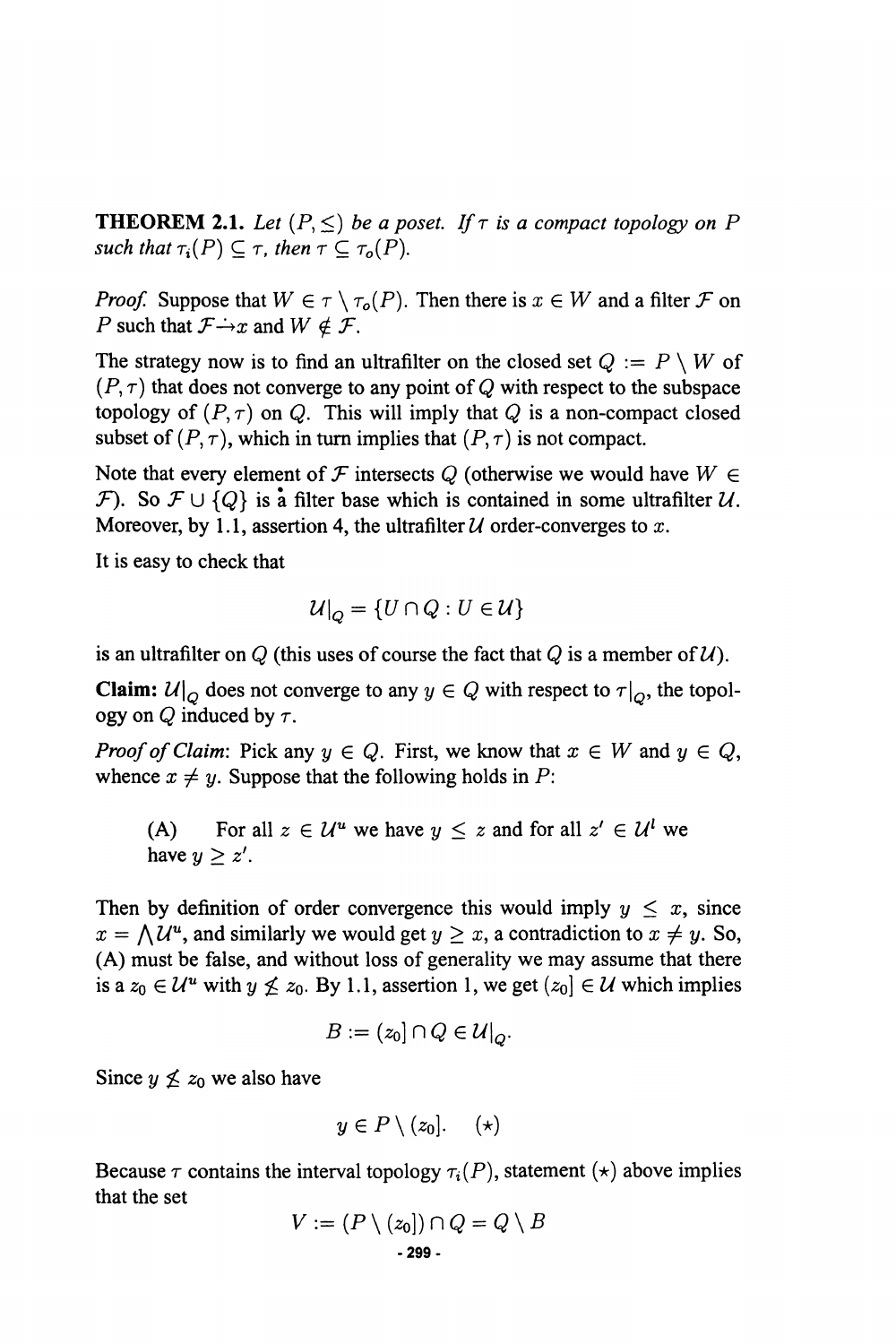**THEOREM 2.1.** *Let $(P, \leq)$ be a poset. If $\tau$ is a compact topology on $P$ such that $\tau_i(P) \subseteq \tau$, then $\tau \subseteq \tau_o(P)$.*

*Proof.* Suppose that $W \in \tau \setminus \tau_o(P)$. Then there is $x \in W$ and a filter $\mathcal{F}$ on $P$ such that $\mathcal{F} \dot{\rightarrow} x$ and $W \notin \mathcal{F}$.

The strategy now is to find an ultrafilter on the closed set $Q := P \setminus W$ of $(P, \tau)$ that does not converge to any point of $Q$ with respect to the subspace topology of $(P, \tau)$ on $Q$. This will imply that $Q$ is a non-compact closed subset of $(P, \tau)$, which in turn implies that $(P, \tau)$ is not compact.

Note that every element of $\mathcal{F}$ intersects $Q$ (otherwise we would have $W \in \mathcal{F}$). So $\mathcal{F} \cup \{Q\}$ is a filter base which is contained in some ultrafilter $\mathcal{U}$. Moreover, by 1.1, assertion 4, the ultrafilter $\mathcal{U}$ order-converges to $x$.

It is easy to check that

$$\mathcal{U}|_Q = \{U \cap Q : U \in \mathcal{U}\}$$

is an ultrafilter on $Q$ (this uses of course the fact that $Q$ is a member of $\mathcal{U}$).

**Claim:** $\mathcal{U}|_Q$ does not converge to any $y \in Q$ with respect to $\tau|_Q$, the topology on $Q$ induced by $\tau$.

*Proof of Claim*: Pick any $y \in Q$. First, we know that $x \in W$ and $y \in Q$, whence $x \neq y$. Suppose that the following holds in $P$:

> (A) For all $z \in \mathcal{U}^u$ we have $y \leq z$ and for all $z' \in \mathcal{U}^l$ we have $y \geq z'$.

Then by definition of order convergence this would imply $y \leq x$, since $x = \bigwedge \mathcal{U}^u$, and similarly we would get $y \geq x$, a contradiction to $x \neq y$. So, (A) must be false, and without loss of generality we may assume that there is a $z_0 \in \mathcal{U}^u$ with $y \not\leq z_0$. By 1.1, assertion 1, we get $(z_0] \in \mathcal{U}$ which implies

$$B := (z_0] \cap Q \in \mathcal{U}|_Q.$$

Since $y \not\leq z_0$ we also have

$$y \in P \setminus (z_0]. \quad (\star)$$

Because $\tau$ contains the interval topology $\tau_i(P)$, statement $(\star)$ above implies that the set

$$V := (P \setminus (z_0]) \cap Q = Q \setminus B$$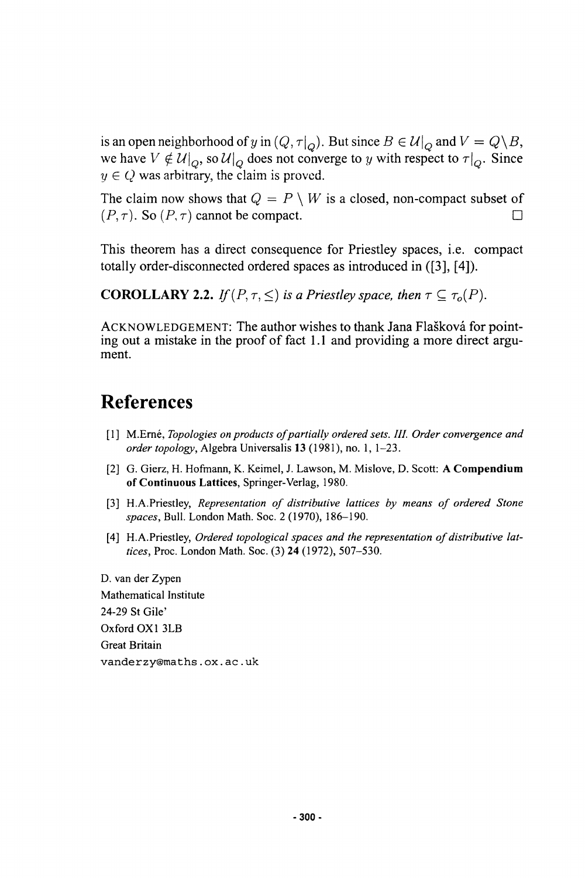is an open neighborhood of $y$ in $(Q, \tau|_Q)$. But since $B \in \mathcal{U}|_Q$ and $V = Q \backslash B$, we have $V \notin \mathcal{U}|_Q$, so $\mathcal{U}|_Q$ does not converge to $y$ with respect to $\tau|_Q$. Since $y \in Q$ was arbitrary, the claim is proved.

The claim now shows that $Q = P \setminus W$ is a closed, non-compact subset of $(P, \tau)$. So $(P, \tau)$ cannot be compact. $\square$

This theorem has a direct consequence for Priestley spaces, i.e. compact totally order-disconnected ordered spaces as introduced in ([3], [4]).

**COROLLARY 2.2.** *If $(P, \tau, \leq)$ is a Priestley space, then $\tau \subseteq \tau_o(P)$.*

ACKNOWLEDGEMENT: The author wishes to thank Jana Flašková for pointing out a mistake in the proof of fact 1.1 and providing a more direct argument.

# References

[1] M.Erné, *Topologies on products of partially ordered sets. III. Order convergence and order topology*, Algebra Universalis **13** (1981), no. 1, 1–23.

[2] G. Gierz, H. Hofmann, K. Keimel, J. Lawson, M. Mislove, D. Scott: **A Compendium of Continuous Lattices**, Springer-Verlag, 1980.

[3] H.A.Priestley, *Representation of distributive lattices by means of ordered Stone spaces*, Bull. London Math. Soc. 2 (1970), 186–190.

[4] H.A.Priestley, *Ordered topological spaces and the representation of distributive lattices*, Proc. London Math. Soc. (3) **24** (1972), 507–530.

D. van der Zypen
Mathematical Institute
24-29 St Gile'
Oxford OX1 3LB
Great Britain
vanderzy@maths.ox.ac.uk